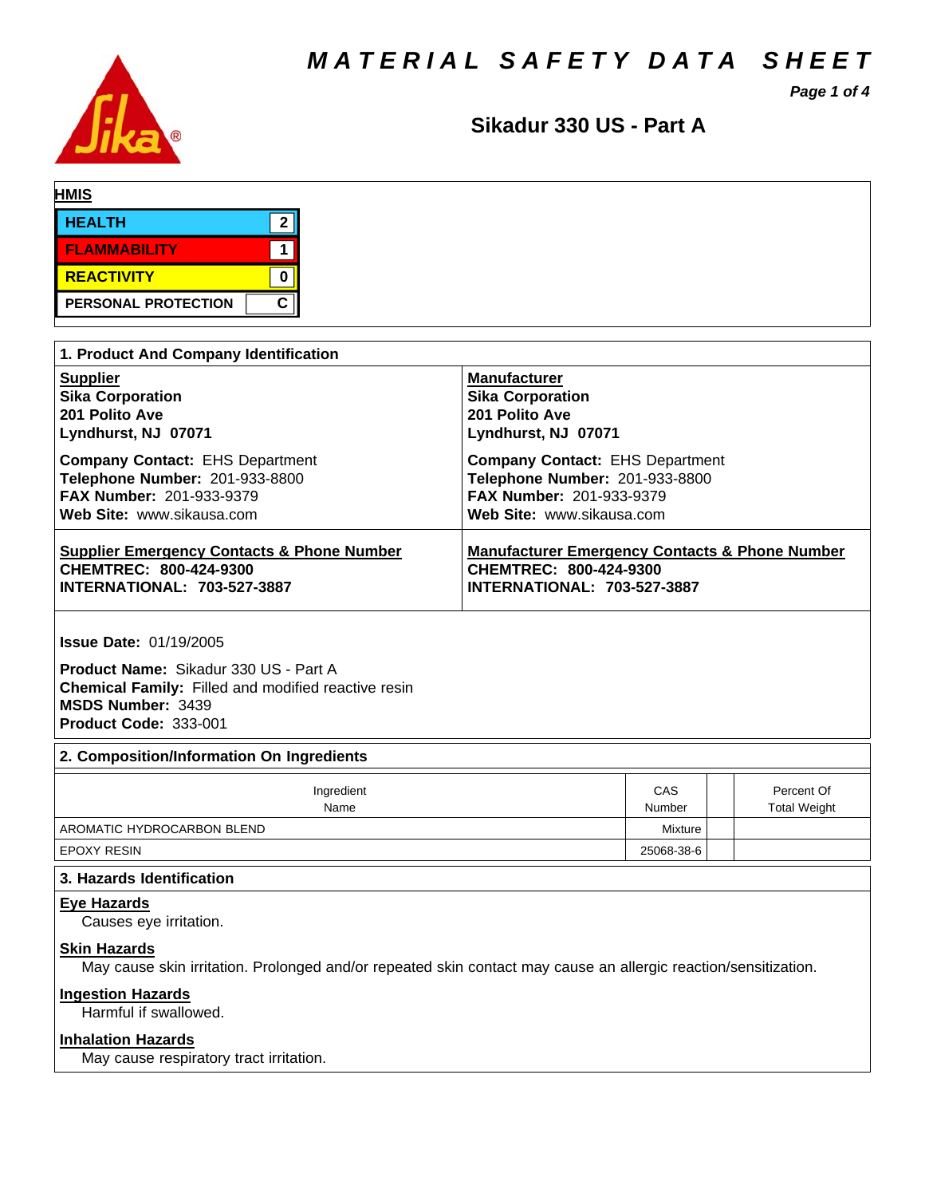# MATERIAL SAFETY DATA SHEET

## Sikadur 330 US - Part A

**HMIS**

| | |
|---|---|
| HEALTH | 2 |
| FLAMMABILITY | 1 |
| REACTIVITY | 0 |
| PERSONAL PROTECTION | C |

### 1. Product And Company Identification

**Supplier**
**Sika Corporation**
**201 Polito Ave**
**Lyndhurst, NJ 07071**

**Company Contact:** EHS Department
**Telephone Number:** 201-933-8800
**FAX Number:** 201-933-9379
**Web Site:** www.sikausa.com

**Manufacturer**
**Sika Corporation**
**201 Polito Ave**
**Lyndhurst, NJ 07071**

**Company Contact:** EHS Department
**Telephone Number:** 201-933-8800
**FAX Number:** 201-933-9379
**Web Site:** www.sikausa.com

**Supplier Emergency Contacts & Phone Number**
**CHEMTREC: 800-424-9300**
**INTERNATIONAL: 703-527-3887**

**Manufacturer Emergency Contacts & Phone Number**
**CHEMTREC: 800-424-9300**
**INTERNATIONAL: 703-527-3887**

**Issue Date:** 01/19/2005

**Product Name:** Sikadur 330 US - Part A
**Chemical Family:** Filled and modified reactive resin
**MSDS Number:** 3439
**Product Code:** 333-001

### 2. Composition/Information On Ingredients

| Ingredient Name | CAS Number | | Percent Of Total Weight |
|---|---|---|---|
| AROMATIC HYDROCARBON BLEND | Mixture | | |
| EPOXY RESIN | 25068-38-6 | | |

### 3. Hazards Identification

**Eye Hazards**

Causes eye irritation.

**Skin Hazards**

May cause skin irritation. Prolonged and/or repeated skin contact may cause an allergic reaction/sensitization.

**Ingestion Hazards**

Harmful if swallowed.

**Inhalation Hazards**

May cause respiratory tract irritation.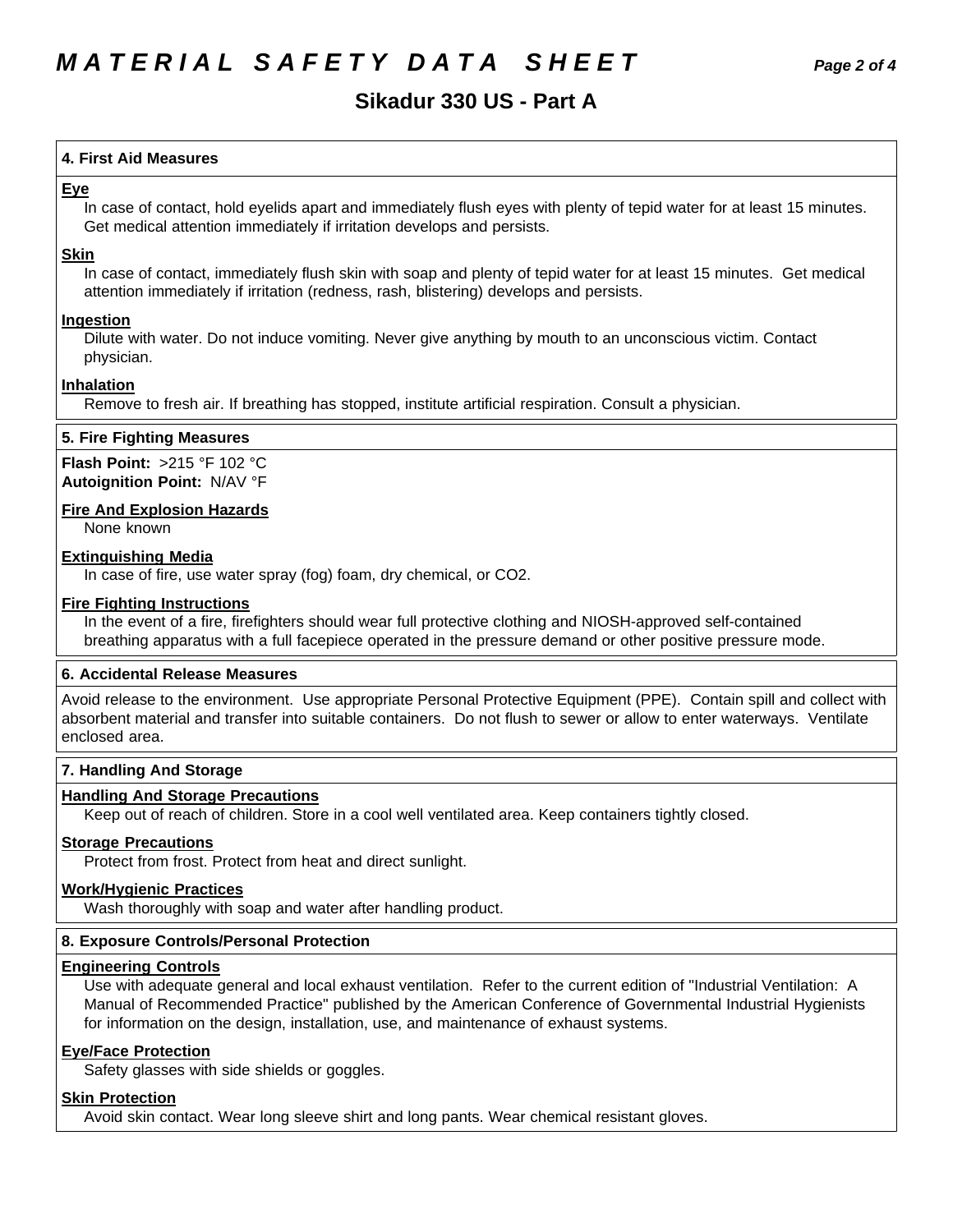## 4. First Aid Measures

**Eye**

In case of contact, hold eyelids apart and immediately flush eyes with plenty of tepid water for at least 15 minutes. Get medical attention immediately if irritation develops and persists.

**Skin**

In case of contact, immediately flush skin with soap and plenty of tepid water for at least 15 minutes. Get medical attention immediately if irritation (redness, rash, blistering) develops and persists.

**Ingestion**

Dilute with water. Do not induce vomiting. Never give anything by mouth to an unconscious victim. Contact physician.

**Inhalation**

Remove to fresh air. If breathing has stopped, institute artificial respiration. Consult a physician.

## 5. Fire Fighting Measures

**Flash Point:** >215 °F 102 °C
**Autoignition Point:** N/AV °F

**Fire And Explosion Hazards**

None known

**Extinguishing Media**

In case of fire, use water spray (fog) foam, dry chemical, or $CO_2$.

**Fire Fighting Instructions**

In the event of a fire, firefighters should wear full protective clothing and NIOSH-approved self-contained breathing apparatus with a full facepiece operated in the pressure demand or other positive pressure mode.

## 6. Accidental Release Measures

Avoid release to the environment. Use appropriate Personal Protective Equipment (PPE). Contain spill and collect with absorbent material and transfer into suitable containers. Do not flush to sewer or allow to enter waterways. Ventilate enclosed area.

## 7. Handling And Storage

**Handling And Storage Precautions**

Keep out of reach of children. Store in a cool well ventilated area. Keep containers tightly closed.

**Storage Precautions**

Protect from frost. Protect from heat and direct sunlight.

**Work/Hygienic Practices**

Wash thoroughly with soap and water after handling product.

## 8. Exposure Controls/Personal Protection

**Engineering Controls**

Use with adequate general and local exhaust ventilation. Refer to the current edition of "Industrial Ventilation: A Manual of Recommended Practice" published by the American Conference of Governmental Industrial Hygienists for information on the design, installation, use, and maintenance of exhaust systems.

**Eye/Face Protection**

Safety glasses with side shields or goggles.

**Skin Protection**

Avoid skin contact. Wear long sleeve shirt and long pants. Wear chemical resistant gloves.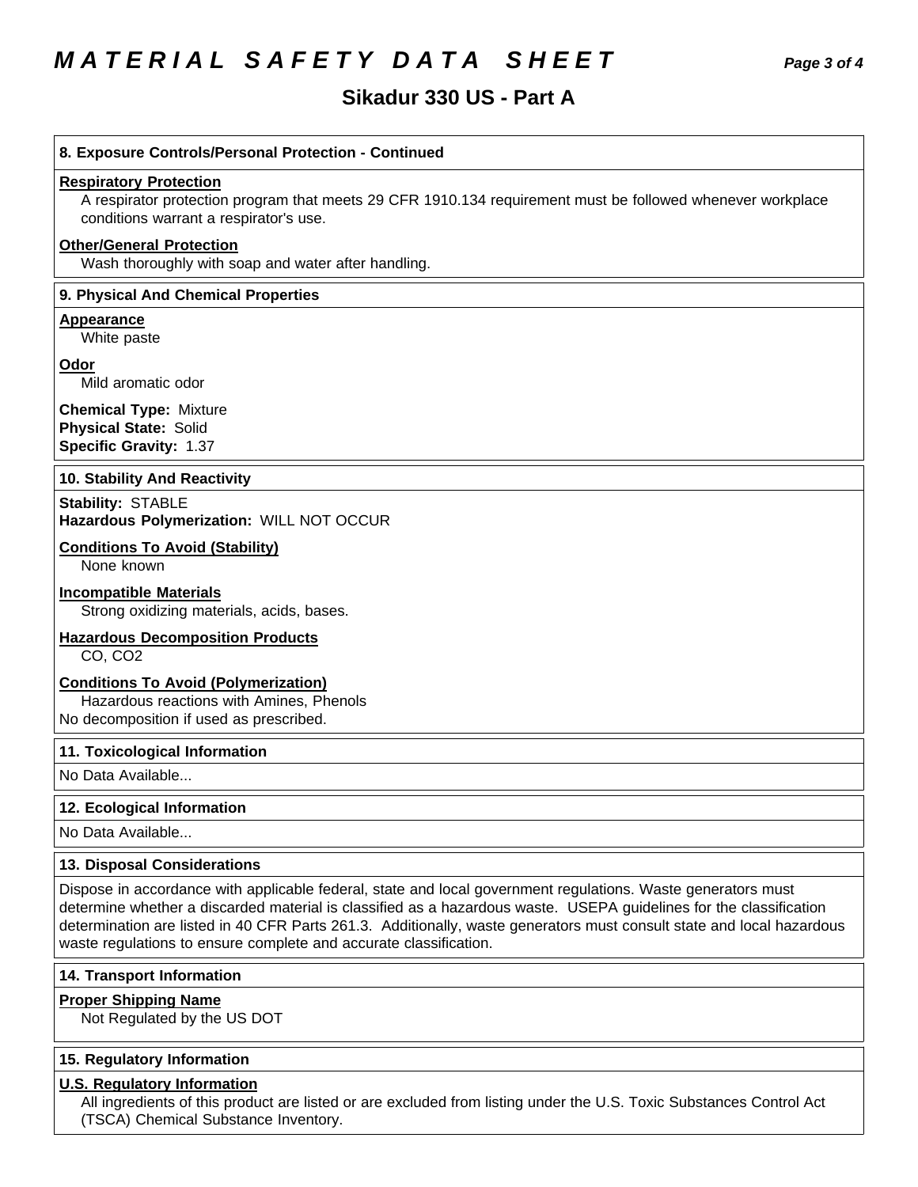# MATERIAL SAFETY DATA SHEET

## Sikadur 330 US - Part A

### 8. Exposure Controls/Personal Protection - Continued

**Respiratory Protection**

A respirator protection program that meets 29 CFR 1910.134 requirement must be followed whenever workplace conditions warrant a respirator's use.

**Other/General Protection**

Wash thoroughly with soap and water after handling.

### 9. Physical And Chemical Properties

**Appearance**

White paste

**Odor**

Mild aromatic odor

**Chemical Type:** Mixture
**Physical State:** Solid
**Specific Gravity:** 1.37

### 10. Stability And Reactivity

**Stability:** STABLE
**Hazardous Polymerization:** WILL NOT OCCUR

**Conditions To Avoid (Stability)**

None known

**Incompatible Materials**

Strong oxidizing materials, acids, bases.

**Hazardous Decomposition Products**

CO, $CO_2$

**Conditions To Avoid (Polymerization)**

Hazardous reactions with Amines, Phenols
No decomposition if used as prescribed.

### 11. Toxicological Information

No Data Available...

### 12. Ecological Information

No Data Available...

### 13. Disposal Considerations

Dispose in accordance with applicable federal, state and local government regulations. Waste generators must determine whether a discarded material is classified as a hazardous waste. USEPA guidelines for the classification determination are listed in 40 CFR Parts 261.3. Additionally, waste generators must consult state and local hazardous waste regulations to ensure complete and accurate classification.

### 14. Transport Information

**Proper Shipping Name**

Not Regulated by the US DOT

### 15. Regulatory Information

**U.S. Regulatory Information**

All ingredients of this product are listed or are excluded from listing under the U.S. Toxic Substances Control Act (TSCA) Chemical Substance Inventory.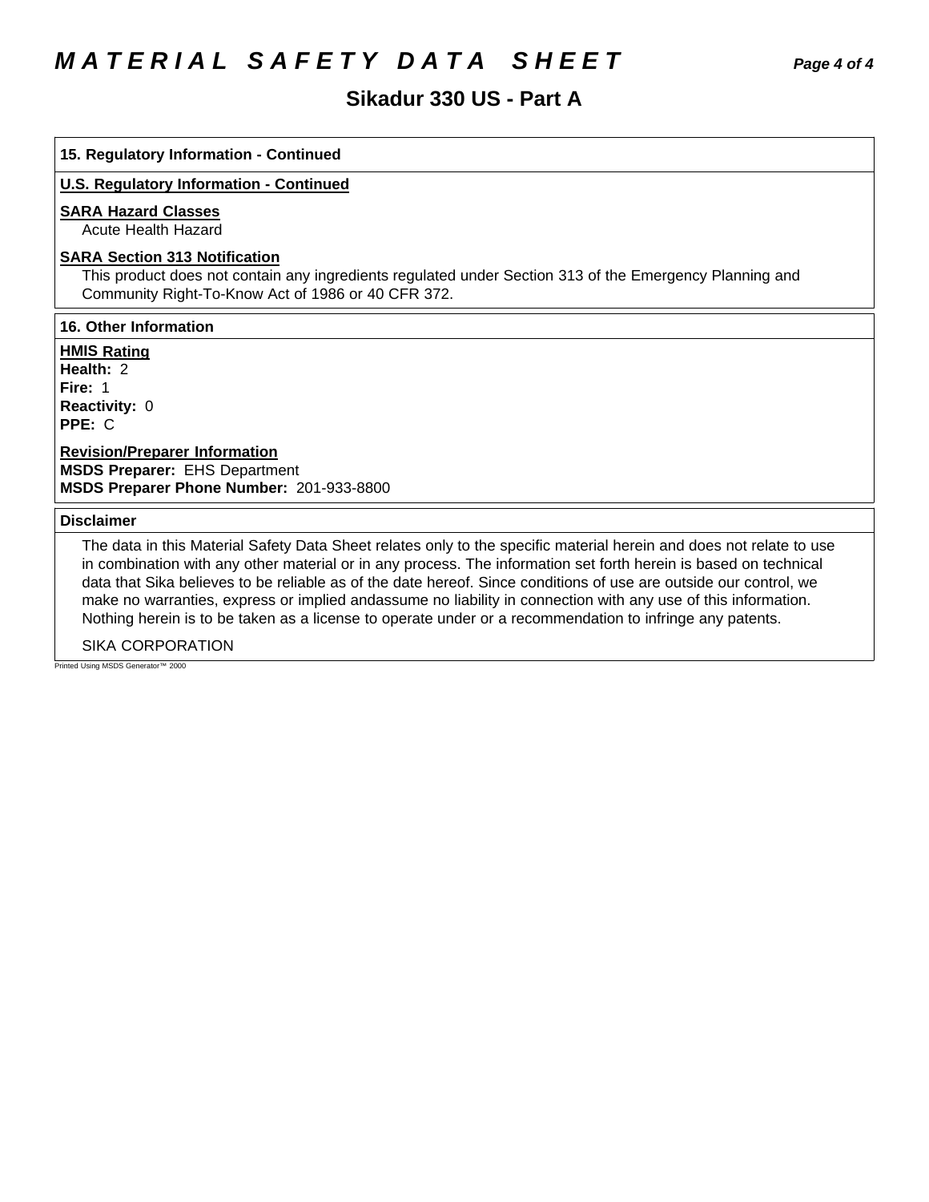## 15. Regulatory Information - Continued

**U.S. Regulatory Information - Continued**

**SARA Hazard Classes**

Acute Health Hazard

**SARA Section 313 Notification**

This product does not contain any ingredients regulated under Section 313 of the Emergency Planning and Community Right-To-Know Act of 1986 or 40 CFR 372.

## 16. Other Information

**HMIS Rating**

**Health:** 2
**Fire:** 1
**Reactivity:** 0
**PPE:** C

**Revision/Preparer Information**

**MSDS Preparer:** EHS Department
**MSDS Preparer Phone Number:** 201-933-8800

## Disclaimer

The data in this Material Safety Data Sheet relates only to the specific material herein and does not relate to use in combination with any other material or in any process. The information set forth herein is based on technical data that Sika believes to be reliable as of the date hereof. Since conditions of use are outside our control, we make no warranties, express or implied andassume no liability in connection with any use of this information. Nothing herein is to be taken as a license to operate under or a recommendation to infringe any patents.

SIKA CORPORATION